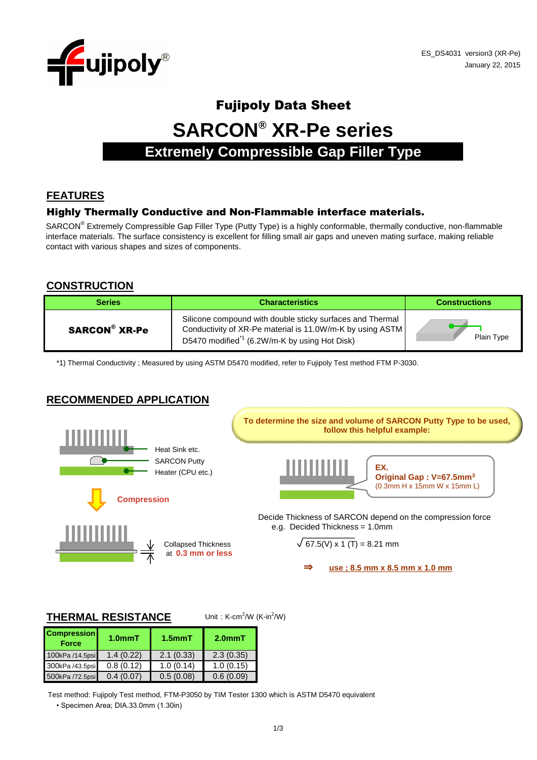ES_DS4031 version3 (XR-Pe)
January 22, 2015

# Fujipoly Data Sheet

# SARCON® XR-Pe series

## Extremely Compressible Gap Filler Type

## FEATURES

### Highly Thermally Conductive and Non-Flammable interface materials.

SARCON® Extremely Compressible Gap Filler Type (Putty Type) is a highly conformable, thermally conductive, non-flammable interface materials. The surface consistency is excellent for filling small air gaps and uneven mating surface, making reliable contact with various shapes and sizes of components.

## CONSTRUCTION

| Series | Characteristics | Constructions |
|---|---|---|
| **SARCON® XR-Pe** | Silicone compound with double sticky surfaces and Thermal Conductivity of XR-Pe material is 11.0W/m-K by using ASTM D5470 modified[*1] (6.2W/m-K by using Hot Disk) | Plain Type |

*1) Thermal Conductivity ; Measured by using ASTM D5470 modified, refer to Fujipoly Test method FTM P-3030.

## RECOMMENDED APPLICATION

Heat Sink etc.
SARCON Putty
Heater (CPU etc.)

Compression

Collapsed Thickness at **0.3 mm or less**

**To determine the size and volume of SARCON Putty Type to be used, follow this helpful example:**

**EX.**
**Original Gap : V=67.5mm³**
(0.3mm H x 15mm W x 15mm L)

Decide Thickness of SARCON depend on the compression force
e.g. Decided Thickness = 1.0mm

$\sqrt{67.5(V) \times 1\ (T)} = 8.21$ mm

⇒ **use ; 8.5 mm x 8.5 mm x 1.0 mm**

## THERMAL RESISTANCE

Unit : K-cm²/W (K-in²/W)

| Compression Force | 1.0mmT | 1.5mmT | 2.0mmT |
|---|---|---|---|
| 100kPa /14.5psi | 1.4 (0.22) | 2.1 (0.33) | 2.3 (0.35) |
| 300kPa /43.5psi | 0.8 (0.12) | 1.0 (0.14) | 1.0 (0.15) |
| 500kPa /72.5psi | 0.4 (0.07) | 0.5 (0.08) | 0.6 (0.09) |

Test method: Fujipoly Test method, FTM-P3050 by TIM Tester 1300 which is ASTM D5470 equivalent

- Specimen Area; DIA.33.0mm (1.30in)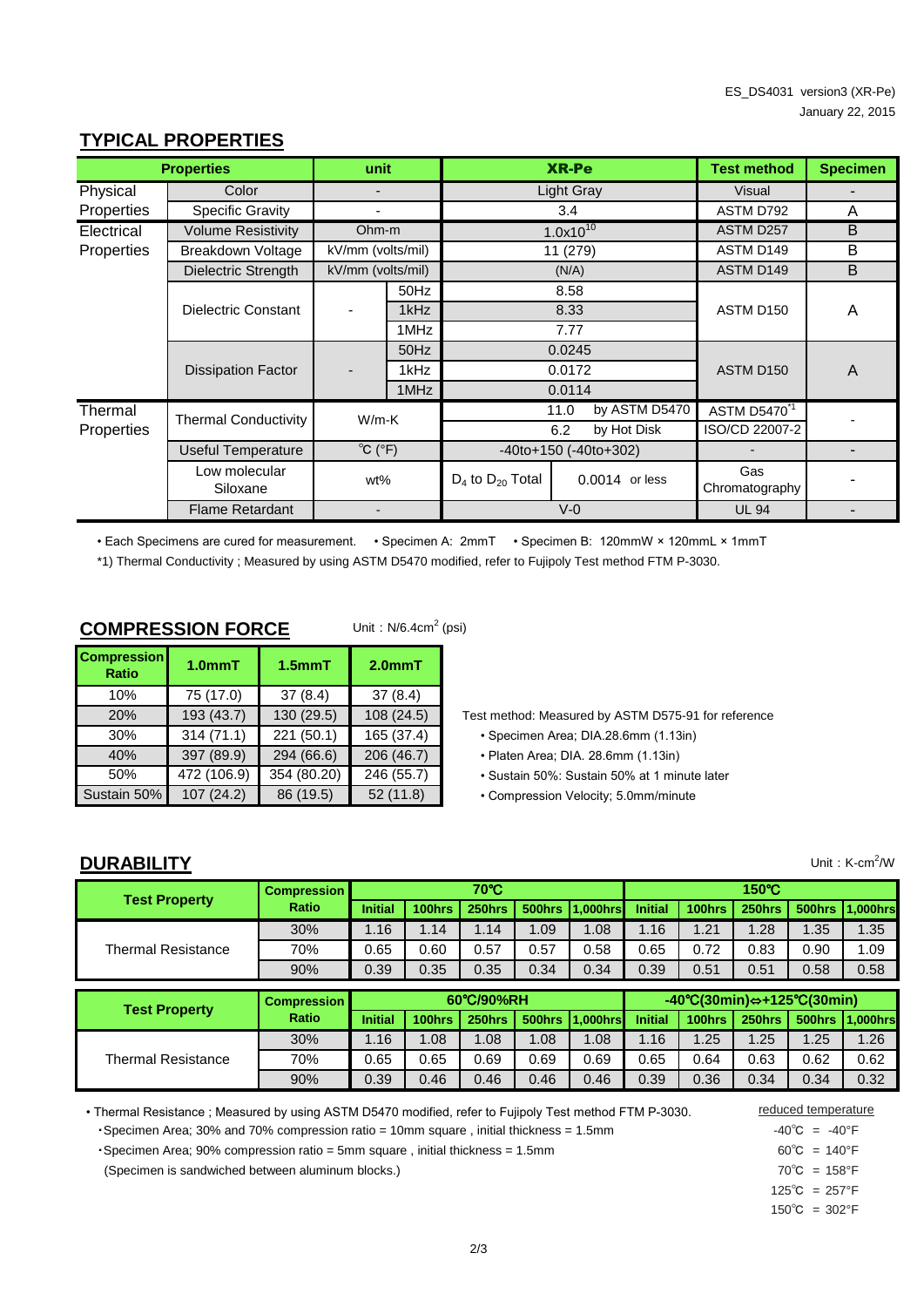ES_DS4031 version3 (XR-Pe)
January 22, 2015

## TYPICAL PROPERTIES

| Properties | | unit | | XR-Pe | | Test method | Specimen |
|---|---|---|---|---|---|---|---|
| Physical Properties | Color | - | | Light Gray | | Visual | - |
| | Specific Gravity | - | | 3.4 | | ASTM D792 | A |
| Electrical Properties | Volume Resistivity | Ohm-m | | $1.0 \times 10^{10}$ | | ASTM D257 | B |
| | Breakdown Voltage | kV/mm (volts/mil) | | 11 (279) | | ASTM D149 | B |
| | Dielectric Strength | kV/mm (volts/mil) | | (N/A) | | ASTM D149 | B |
| | Dielectric Constant | - | 50Hz | 8.58 | | ASTM D150 | A |
| | | | 1kHz | 8.33 | | | |
| | | | 1MHz | 7.77 | | | |
| | Dissipation Factor | - | 50Hz | 0.0245 | | ASTM D150 | A |
| | | | 1kHz | 0.0172 | | | |
| | | | 1MHz | 0.0114 | | | |
| Thermal Properties | Thermal Conductivity | W/m-K | | 11.0 | by ASTM D5470 | ASTM D5470 *1 | - |
| | | | | 6.2 | by Hot Disk | ISO/CD 22007-2 | |
| | Useful Temperature | ℃ (°F) | | -40to+150 (-40to+302) | | - | - |
| | Low molecular Siloxane | wt% | | $D_4$ to $D_{20}$ Total | 0.0014 or less | Gas Chromatography | - |
| | Flame Retardant | - | | V-0 | | UL 94 | - |

• Each Specimens are cured for measurement. • Specimen A: 2mmT • Specimen B: 120mmW × 120mmL × 1mmT

*1) Thermal Conductivity ; Measured by using ASTM D5470 modified, refer to Fujipoly Test method FTM P-3030.

## COMPRESSION FORCE

Unit : N/6.4cm$^2$ (psi)

| Compression Ratio | 1.0mmT | 1.5mmT | 2.0mmT |
|---|---|---|---|
| 10% | 75 (17.0) | 37 (8.4) | 37 (8.4) |
| 20% | 193 (43.7) | 130 (29.5) | 108 (24.5) |
| 30% | 314 (71.1) | 221 (50.1) | 165 (37.4) |
| 40% | 397 (89.9) | 294 (66.6) | 206 (46.7) |
| 50% | 472 (106.9) | 354 (80.20) | 246 (55.7) |
| Sustain 50% | 107 (24.2) | 86 (19.5) | 52 (11.8) |

Test method: Measured by ASTM D575-91 for reference

- Specimen Area; DIA.28.6mm (1.13in)
- Platen Area; DIA. 28.6mm (1.13in)
- Sustain 50%: Sustain 50% at 1 minute later
- Compression Velocity; 5.0mm/minute

## DURABILITY

Unit : K-cm$^2$/W

| Test Property | Compression Ratio | 70℃ | | | | | 150℃ | | | | |
|---|---|---|---|---|---|---|---|---|---|---|---|
| | | Initial | 100hrs | 250hrs | 500hrs | 1,000hrs | Initial | 100hrs | 250hrs | 500hrs | 1,000hrs |
| Thermal Resistance | 30% | 1.16 | 1.14 | 1.14 | 1.09 | 1.08 | 1.16 | 1.21 | 1.28 | 1.35 | 1.35 |
| | 70% | 0.65 | 0.60 | 0.57 | 0.57 | 0.58 | 0.65 | 0.72 | 0.83 | 0.90 | 1.09 |
| | 90% | 0.39 | 0.35 | 0.35 | 0.34 | 0.34 | 0.39 | 0.51 | 0.51 | 0.58 | 0.58 |

| Test Property | Compression Ratio | 60℃/90%RH | | | | | -40℃(30min)⇔+125℃(30min) | | | | |
|---|---|---|---|---|---|---|---|---|---|---|---|
| | | Initial | 100hrs | 250hrs | 500hrs | 1,000hrs | Initial | 100hrs | 250hrs | 500hrs | 1,000hrs |
| Thermal Resistance | 30% | 1.16 | 1.08 | 1.08 | 1.08 | 1.08 | 1.16 | 1.25 | 1.25 | 1.25 | 1.26 |
| | 70% | 0.65 | 0.65 | 0.69 | 0.69 | 0.69 | 0.65 | 0.64 | 0.63 | 0.62 | 0.62 |
| | 90% | 0.39 | 0.46 | 0.46 | 0.46 | 0.46 | 0.39 | 0.36 | 0.34 | 0.34 | 0.32 |

• Thermal Resistance ; Measured by using ASTM D5470 modified, refer to Fujipoly Test method FTM P-3030.
• Specimen Area; 30% and 70% compression ratio = 10mm square , initial thickness = 1.5mm
• Specimen Area; 90% compression ratio = 5mm square , initial thickness = 1.5mm
(Specimen is sandwiched between aluminum blocks.)

reduced temperature
-40℃ = -40°F
60℃ = 140°F
70℃ = 158°F
125℃ = 257°F
150℃ = 302°F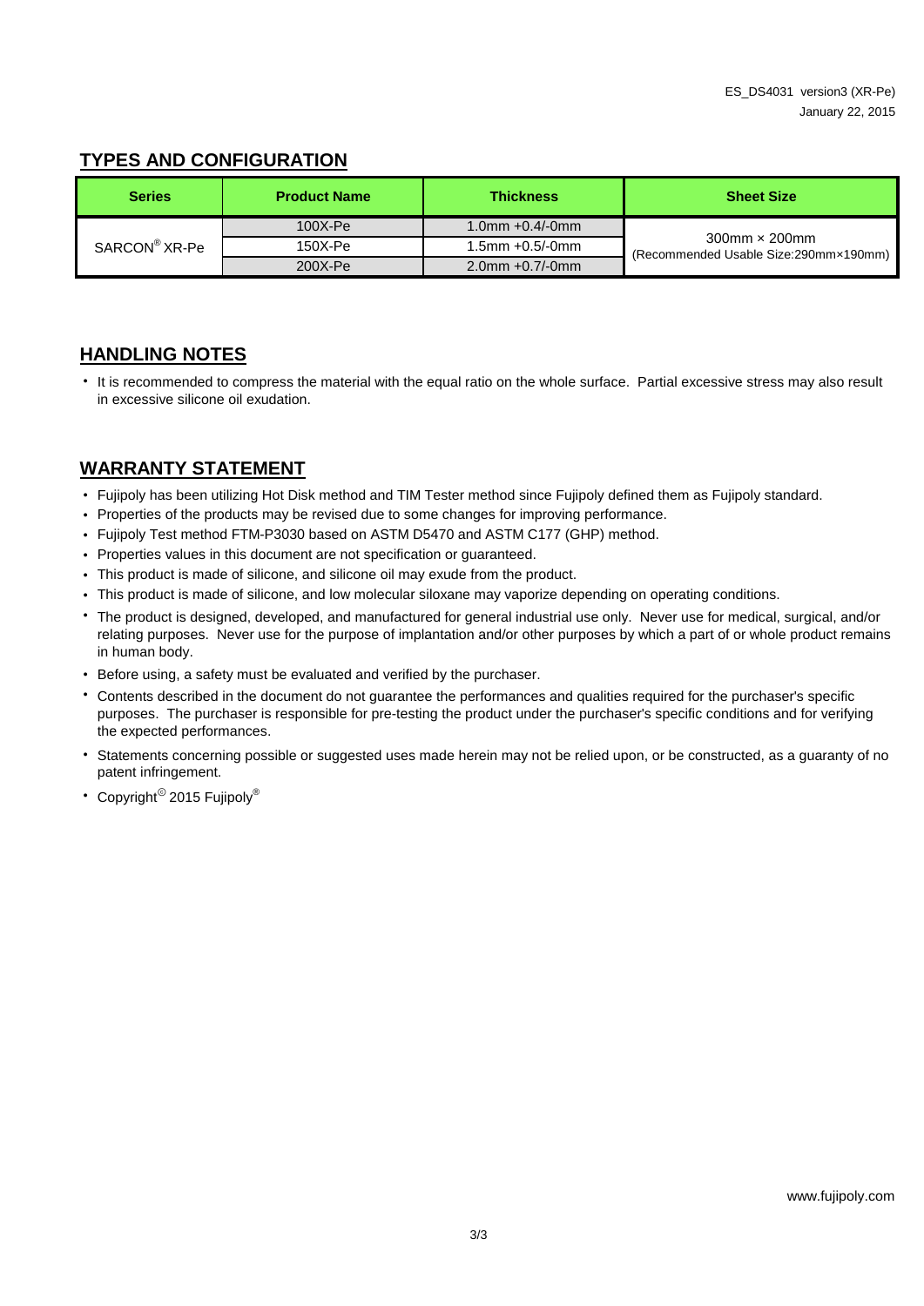## TYPES AND CONFIGURATION

| Series | Product Name | Thickness | Sheet Size |
|---|---|---|---|
| SARCON® XR-Pe | 100X-Pe | 1.0mm +0.4/-0mm | 300mm × 200mm (Recommended Usable Size:290mm×190mm) |
| | 150X-Pe | 1.5mm +0.5/-0mm | |
| | 200X-Pe | 2.0mm +0.7/-0mm | |

## HANDLING NOTES

- It is recommended to compress the material with the equal ratio on the whole surface. Partial excessive stress may also result in excessive silicone oil exudation.

## WARRANTY STATEMENT

- Fujipoly has been utilizing Hot Disk method and TIM Tester method since Fujipoly defined them as Fujipoly standard.
- Properties of the products may be revised due to some changes for improving performance.
- Fujipoly Test method FTM-P3030 based on ASTM D5470 and ASTM C177 (GHP) method.
- Properties values in this document are not specification or guaranteed.
- This product is made of silicone, and silicone oil may exude from the product.
- This product is made of silicone, and low molecular siloxane may vaporize depending on operating conditions.
- The product is designed, developed, and manufactured for general industrial use only. Never use for medical, surgical, and/or relating purposes. Never use for the purpose of implantation and/or other purposes by which a part of or whole product remains in human body.
- Before using, a safety must be evaluated and verified by the purchaser.
- Contents described in the document do not guarantee the performances and qualities required for the purchaser's specific purposes. The purchaser is responsible for pre-testing the product under the purchaser's specific conditions and for verifying the expected performances.
- Statements concerning possible or suggested uses made herein may not be relied upon, or be constructed, as a guaranty of no patent infringement.
- Copyright© 2015 Fujipoly®